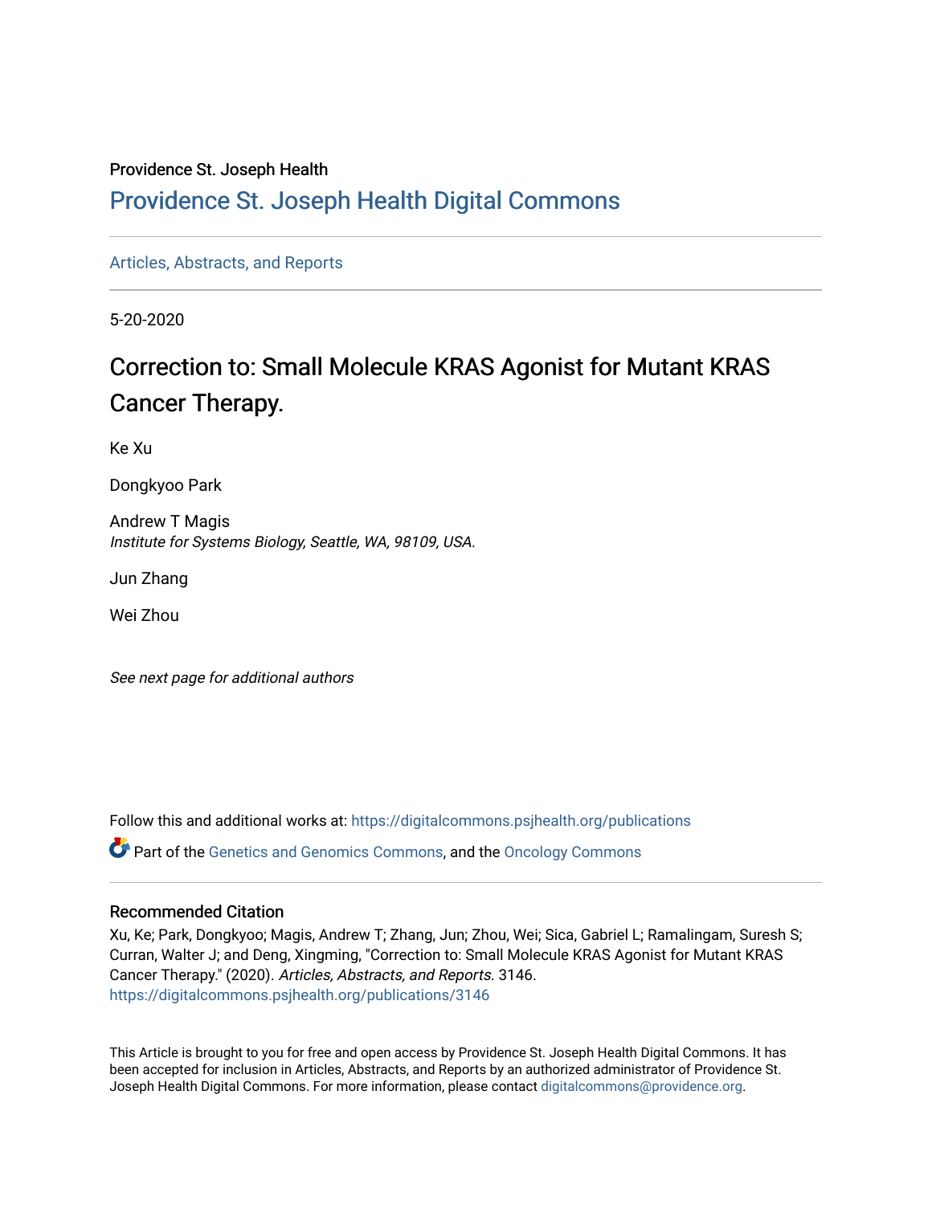Providence St. Joseph Health

# Providence St. Joseph Health Digital Commons

Articles, Abstracts, and Reports

5-20-2020

## Correction to: Small Molecule KRAS Agonist for Mutant KRAS Cancer Therapy.

Ke Xu

Dongkyoo Park

Andrew T Magis
*Institute for Systems Biology, Seattle, WA, 98109, USA.*

Jun Zhang

Wei Zhou

*See next page for additional authors*

Follow this and additional works at: https://digitalcommons.psjhealth.org/publications

Part of the Genetics and Genomics Commons, and the Oncology Commons

### Recommended Citation

Xu, Ke; Park, Dongkyoo; Magis, Andrew T; Zhang, Jun; Zhou, Wei; Sica, Gabriel L; Ramalingam, Suresh S; Curran, Walter J; and Deng, Xingming, "Correction to: Small Molecule KRAS Agonist for Mutant KRAS Cancer Therapy." (2020). *Articles, Abstracts, and Reports*. 3146.
https://digitalcommons.psjhealth.org/publications/3146

This Article is brought to you for free and open access by Providence St. Joseph Health Digital Commons. It has been accepted for inclusion in Articles, Abstracts, and Reports by an authorized administrator of Providence St. Joseph Health Digital Commons. For more information, please contact digitalcommons@providence.org.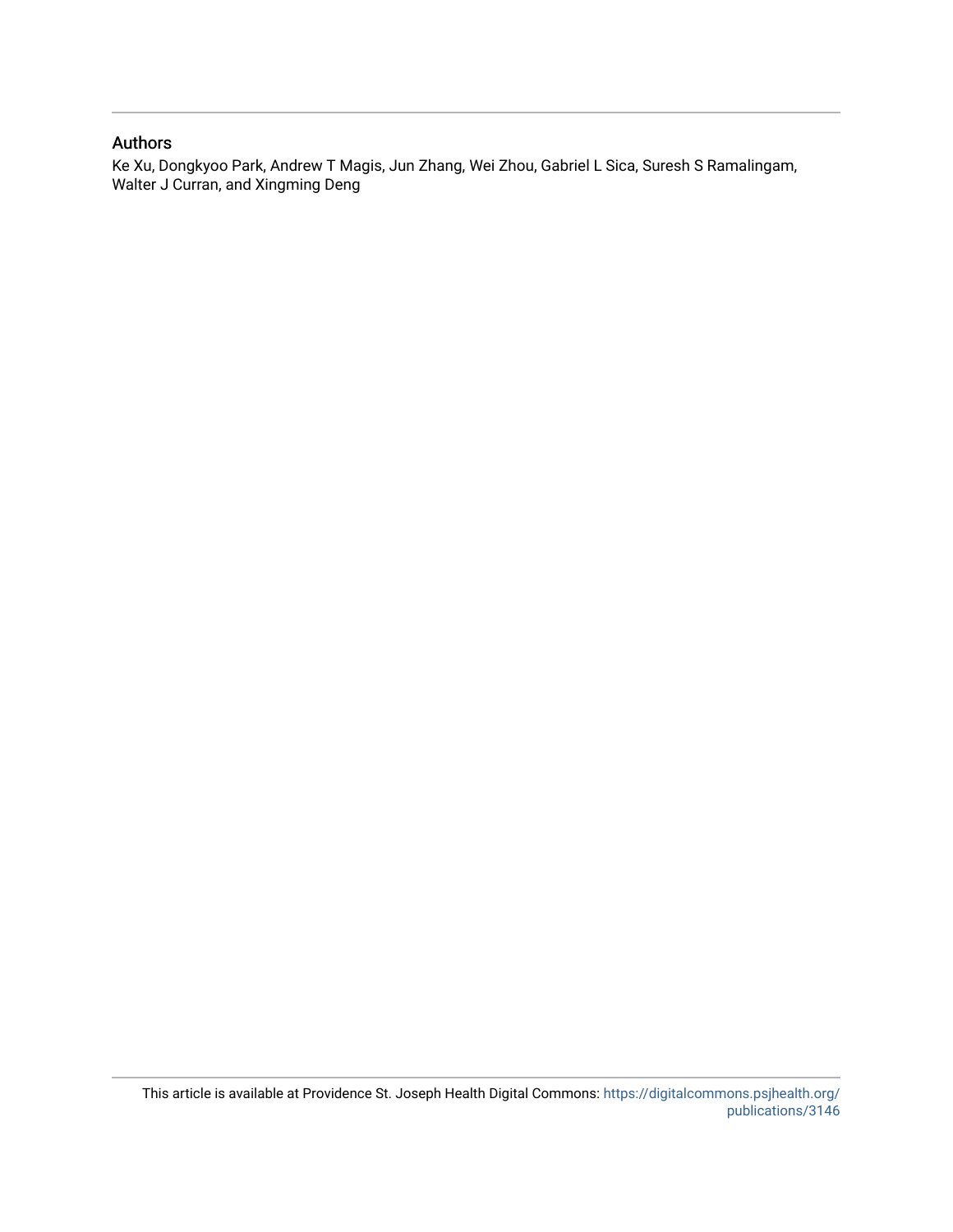## Authors

Ke Xu, Dongkyoo Park, Andrew T Magis, Jun Zhang, Wei Zhou, Gabriel L Sica, Suresh S Ramalingam, Walter J Curran, and Xingming Deng

This article is available at Providence St. Joseph Health Digital Commons: https://digitalcommons.psjhealth.org/publications/3146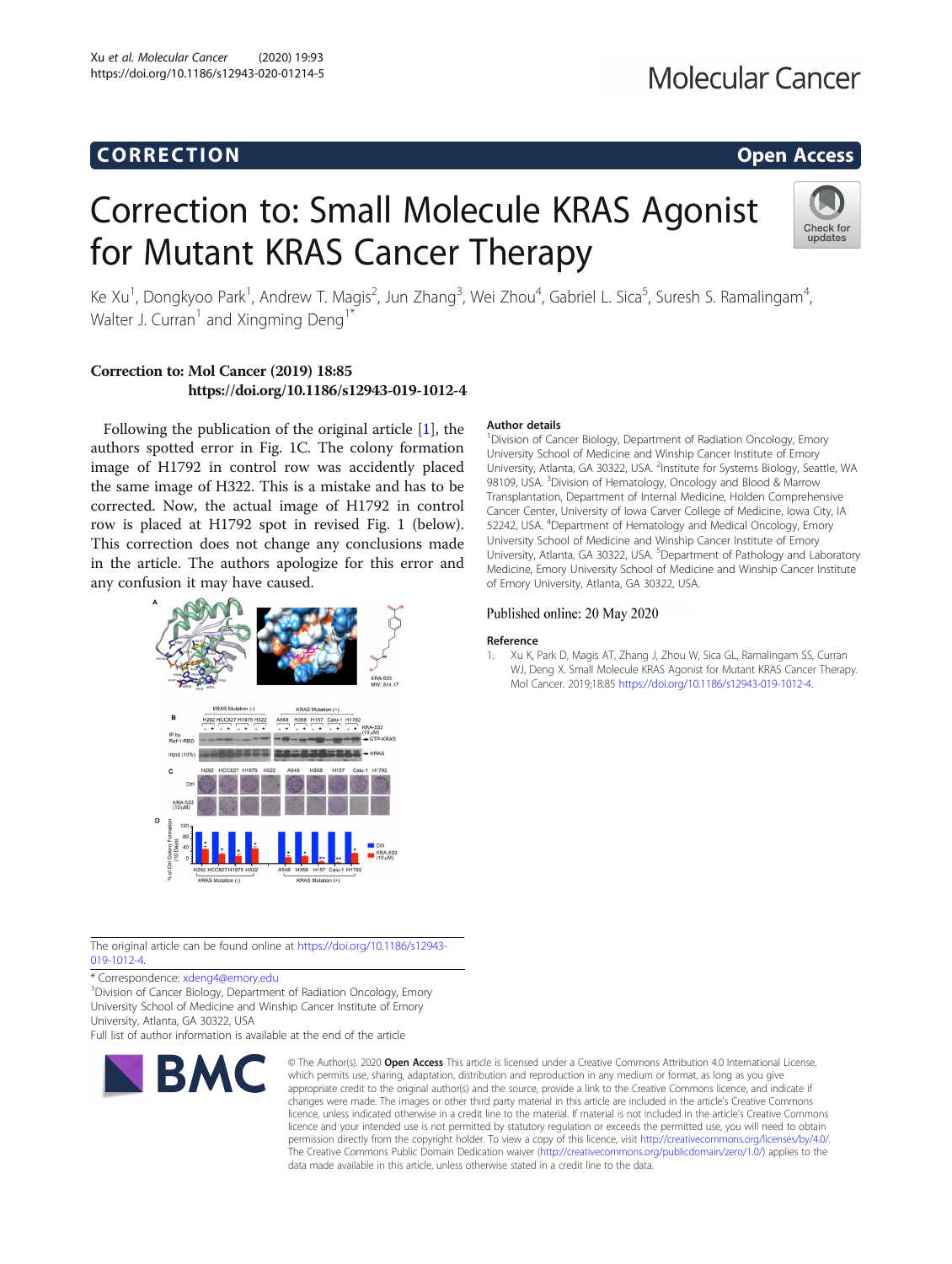# CORRECTION

Open Access

# Correction to: Small Molecule KRAS Agonist for Mutant KRAS Cancer Therapy

Ke Xu[1], Dongkyoo Park[1], Andrew T. Magis[2], Jun Zhang[3], Wei Zhou[4], Gabriel L. Sica[5], Suresh S. Ramalingam[4], Walter J. Curran[1] and Xingming Deng[1*]

**Correction to: Mol Cancer (2019) 18:85**
**https://doi.org/10.1186/s12943-019-1012-4**

Following the publication of the original article [1], the authors spotted error in Fig. 1C. The colony formation image of H1792 in control row was accidently placed the same image of H322. This is a mistake and has to be corrected. Now, the actual image of H1792 in control row is placed at H1792 spot in revised Fig. 1 (below). This correction does not change any conclusions made in the article. The authors apologize for this error and any confusion it may have caused.

A

KRA-533
MW: 314.17

B

KRAS Mutation (-)
KRAS Mutation (+)
H292 HCC827 H1975 H322
A549 H358 H157 Calu-1 H1792
KRA-533 (10 µM)
IP by Raf-1-RBD
GTP-KRAS
Input (10%)
KRAS

C

H292 HCC827 H1975 H322 A549 H358 H157 Calu-1 H1792
Ctrl
KRA-533 (10 µM)

D

% of Ctrl Colony Formation (10 Days)
120
80
40
0
H292 HCC827 H1975 H322
A549 H358 H157 Calu-1 H1792
KRAS Mutation (-)
KRAS Mutation (+)
Ctrl
KRA-533 (10 µM)

The original article can be found online at https://doi.org/10.1186/s12943-019-1012-4.

* Correspondence: xdeng4@emory.edu
[1]Division of Cancer Biology, Department of Radiation Oncology, Emory University School of Medicine and Winship Cancer Institute of Emory University, Atlanta, GA 30322, USA
Full list of author information is available at the end of the article

## Author details

[1]Division of Cancer Biology, Department of Radiation Oncology, Emory University School of Medicine and Winship Cancer Institute of Emory University, Atlanta, GA 30322, USA. [2]Institute for Systems Biology, Seattle, WA 98109, USA. [3]Division of Hematology, Oncology and Blood & Marrow Transplantation, Department of Internal Medicine, Holden Comprehensive Cancer Center, University of Iowa Carver College of Medicine, Iowa City, IA 52242, USA. [4]Department of Hematology and Medical Oncology, Emory University School of Medicine and Winship Cancer Institute of Emory University, Atlanta, GA 30322, USA. [5]Department of Pathology and Laboratory Medicine, Emory University School of Medicine and Winship Cancer Institute of Emory University, Atlanta, GA 30322, USA.

Published online: 20 May 2020

## Reference

1. Xu K, Park D, Magis AT, Zhang J, Zhou W, Sica GL, Ramalingam SS, Curran WJ, Deng X. Small Molecule KRAS Agonist for Mutant KRAS Cancer Therapy. Mol Cancer. 2019;18:85 https://doi.org/10.1186/s12943-019-1012-4.

© The Author(s). 2020 **Open Access** This article is licensed under a Creative Commons Attribution 4.0 International License, which permits use, sharing, adaptation, distribution and reproduction in any medium or format, as long as you give appropriate credit to the original author(s) and the source, provide a link to the Creative Commons licence, and indicate if changes were made. The images or other third party material in this article are included in the article's Creative Commons licence, unless indicated otherwise in a credit line to the material. If material is not included in the article's Creative Commons licence and your intended use is not permitted by statutory regulation or exceeds the permitted use, you will need to obtain permission directly from the copyright holder. To view a copy of this licence, visit http://creativecommons.org/licenses/by/4.0/. The Creative Commons Public Domain Dedication waiver (http://creativecommons.org/publicdomain/zero/1.0/) applies to the data made available in this article, unless otherwise stated in a credit line to the data.